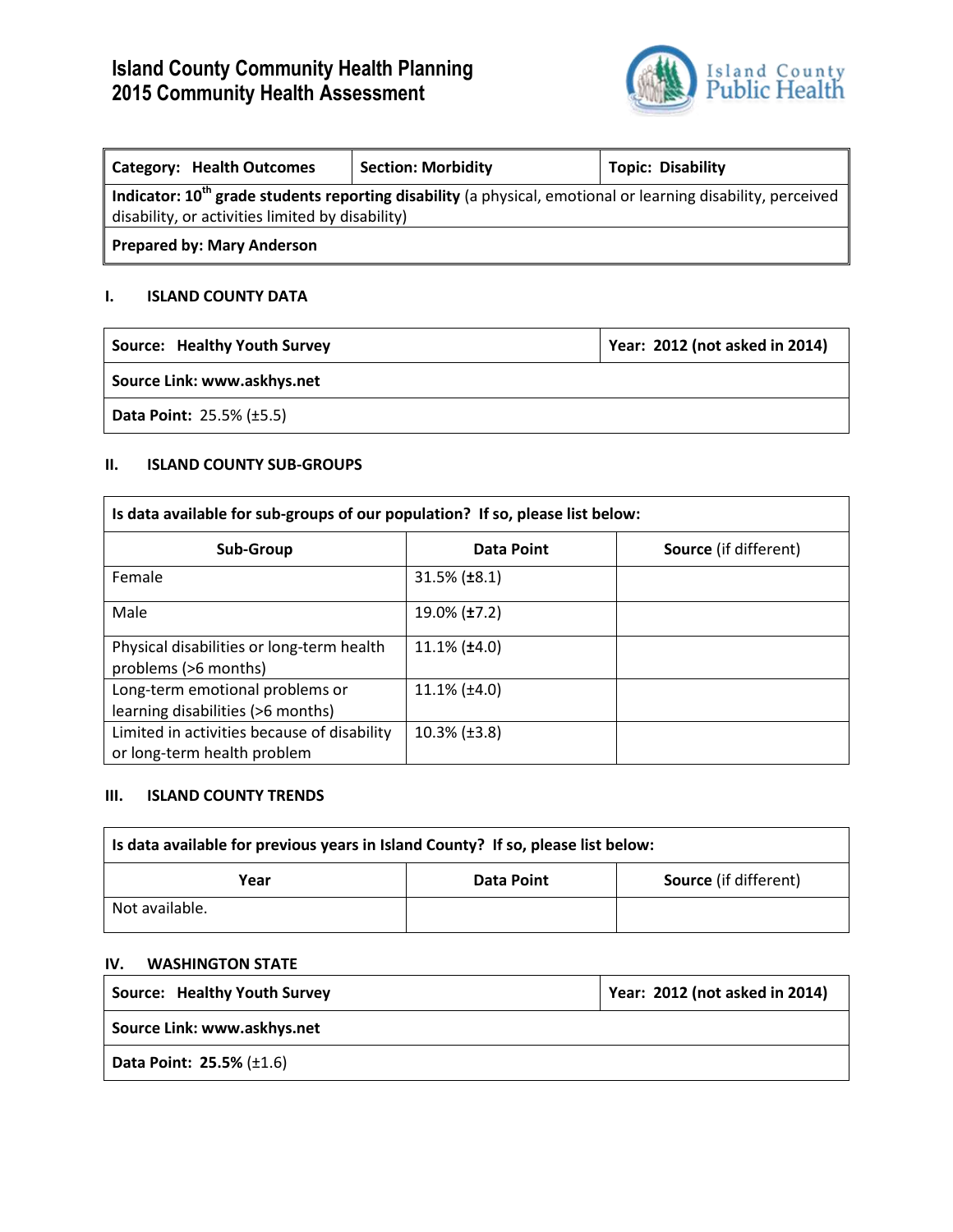# Island County Community Health Planning
# 2015 Community Health Assessment

| **Category: Health Outcomes** | **Section: Morbidity** | **Topic: Disability** |
|---|---|---|
| **Indicator: 10th grade students reporting disability** (a physical, emotional or learning disability, perceived disability, or activities limited by disability) | | |
| **Prepared by: Mary Anderson** | | |

## I. ISLAND COUNTY DATA

| **Source: Healthy Youth Survey** | **Year: 2012 (not asked in 2014)** |
|---|---|
| **Source Link: www.askhys.net** | |
| **Data Point:** 25.5% (±5.5) | |

## II. ISLAND COUNTY SUB-GROUPS

**Is data available for sub-groups of our population? If so, please list below:**

| Sub-Group | Data Point | Source (if different) |
|---|---|---|
| Female | 31.5% (±8.1) | |
| Male | 19.0% (±7.2) | |
| Physical disabilities or long-term health problems (>6 months) | 11.1% (±4.0) | |
| Long-term emotional problems or learning disabilities (>6 months) | 11.1% (±4.0) | |
| Limited in activities because of disability or long-term health problem | 10.3% (±3.8) | |

## III. ISLAND COUNTY TRENDS

**Is data available for previous years in Island County? If so, please list below:**

| Year | Data Point | Source (if different) |
|---|---|---|
| Not available. | | |

## IV. WASHINGTON STATE

| **Source: Healthy Youth Survey** | **Year: 2012 (not asked in 2014)** |
|---|---|
| **Source Link: www.askhys.net** | |
| **Data Point: 25.5%** (±1.6) | |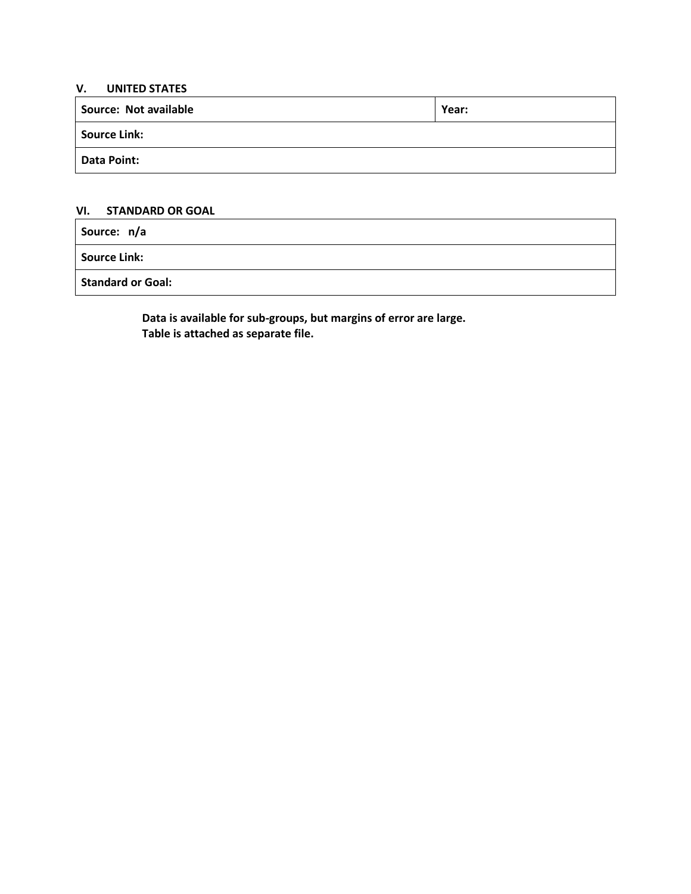### V. UNITED STATES

| | |
|---|---|
| **Source: Not available** | **Year:** |
| **Source Link:** | |
| **Data Point:** | |

### VI. STANDARD OR GOAL

| |
|---|
| **Source: n/a** |
| **Source Link:** |
| **Standard or Goal:** |

**Data is available for sub-groups, but margins of error are large.**
**Table is attached as separate file.**